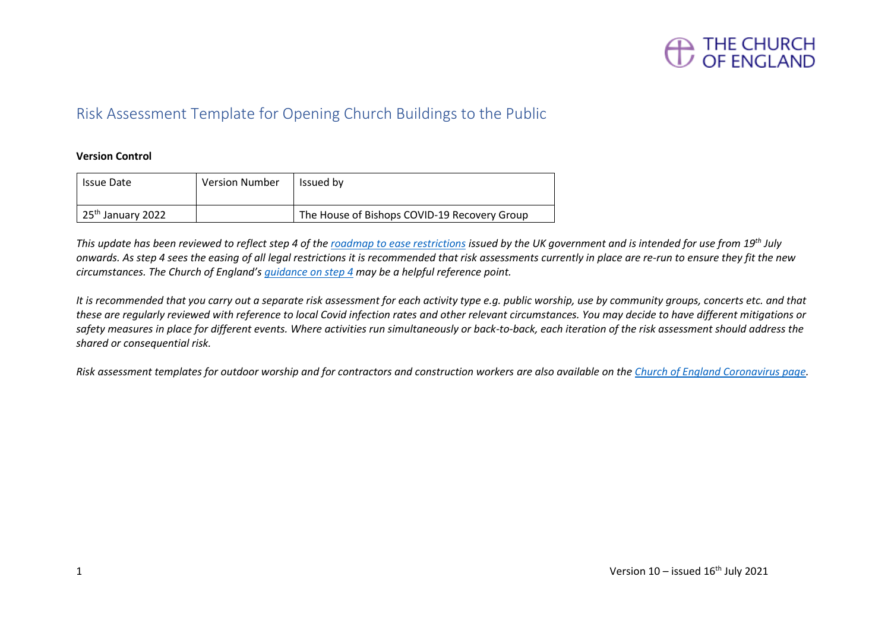THE CHURCH OF ENGLAND

# Risk Assessment Template for Opening Church Buildings to the Public

**Version Control**

| Issue Date | Version Number | Issued by |
|---|---|---|
| 25th January 2022 | | The House of Bishops COVID-19 Recovery Group |

*This update has been reviewed to reflect step 4 of the roadmap to ease restrictions issued by the UK government and is intended for use from 19th July onwards. As step 4 sees the easing of all legal restrictions it is recommended that risk assessments currently in place are re-run to ensure they fit the new circumstances. The Church of England's guidance on step 4 may be a helpful reference point.*

*It is recommended that you carry out a separate risk assessment for each activity type e.g. public worship, use by community groups, concerts etc. and that these are regularly reviewed with reference to local Covid infection rates and other relevant circumstances. You may decide to have different mitigations or safety measures in place for different events. Where activities run simultaneously or back-to-back, each iteration of the risk assessment should address the shared or consequential risk.*

*Risk assessment templates for outdoor worship and for contractors and construction workers are also available on the Church of England Coronavirus page.*

Version 10 – issued 16th July 2021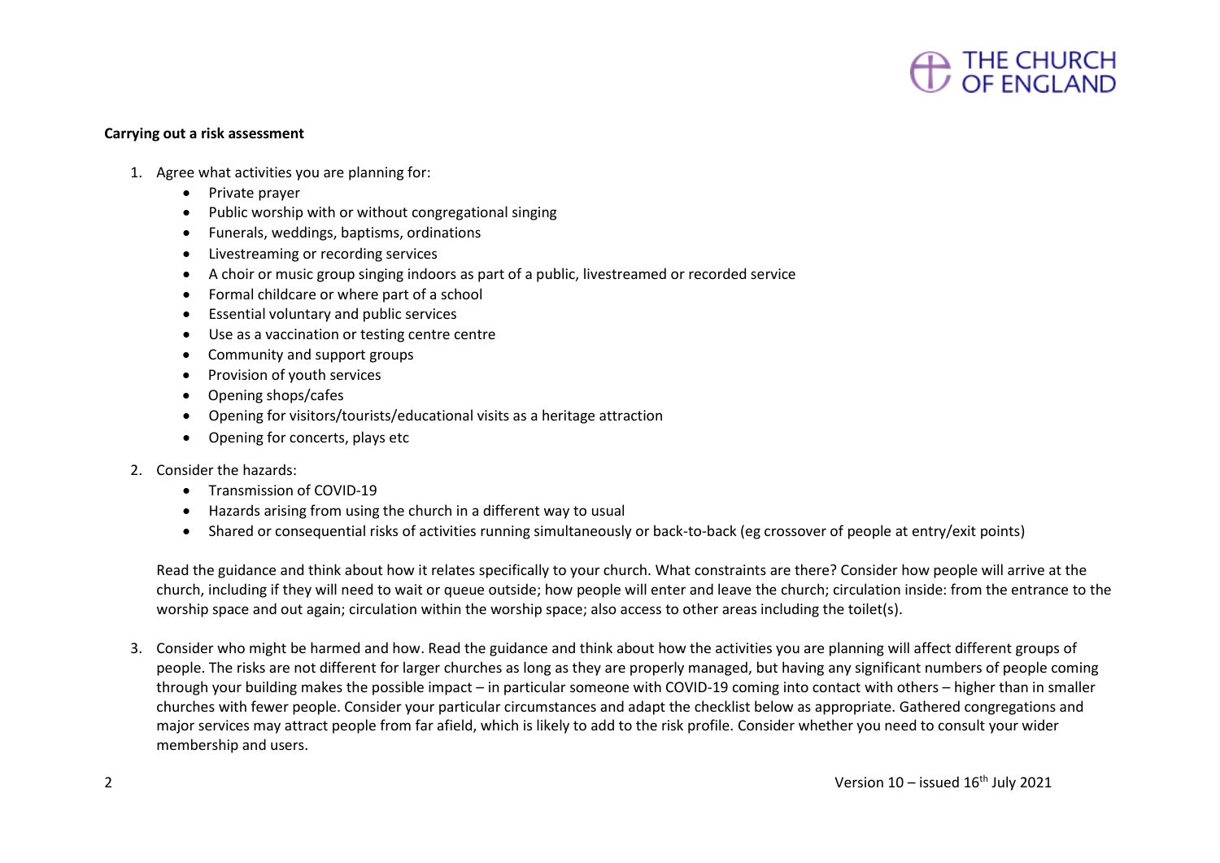**Carrying out a risk assessment**

1. Agree what activities you are planning for:
   - Private prayer
   - Public worship with or without congregational singing
   - Funerals, weddings, baptisms, ordinations
   - Livestreaming or recording services
   - A choir or music group singing indoors as part of a public, livestreamed or recorded service
   - Formal childcare or where part of a school
   - Essential voluntary and public services
   - Use as a vaccination or testing centre centre
   - Community and support groups
   - Provision of youth services
   - Opening shops/cafes
   - Opening for visitors/tourists/educational visits as a heritage attraction
   - Opening for concerts, plays etc

2. Consider the hazards:
   - Transmission of COVID-19
   - Hazards arising from using the church in a different way to usual
   - Shared or consequential risks of activities running simultaneously or back-to-back (eg crossover of people at entry/exit points)

   Read the guidance and think about how it relates specifically to your church. What constraints are there? Consider how people will arrive at the church, including if they will need to wait or queue outside; how people will enter and leave the church; circulation inside: from the entrance to the worship space and out again; circulation within the worship space; also access to other areas including the toilet(s).

3. Consider who might be harmed and how. Read the guidance and think about how the activities you are planning will affect different groups of people. The risks are not different for larger churches as long as they are properly managed, but having any significant numbers of people coming through your building makes the possible impact – in particular someone with COVID-19 coming into contact with others – higher than in smaller churches with fewer people. Consider your particular circumstances and adapt the checklist below as appropriate. Gathered congregations and major services may attract people from far afield, which is likely to add to the risk profile. Consider whether you need to consult your wider membership and users.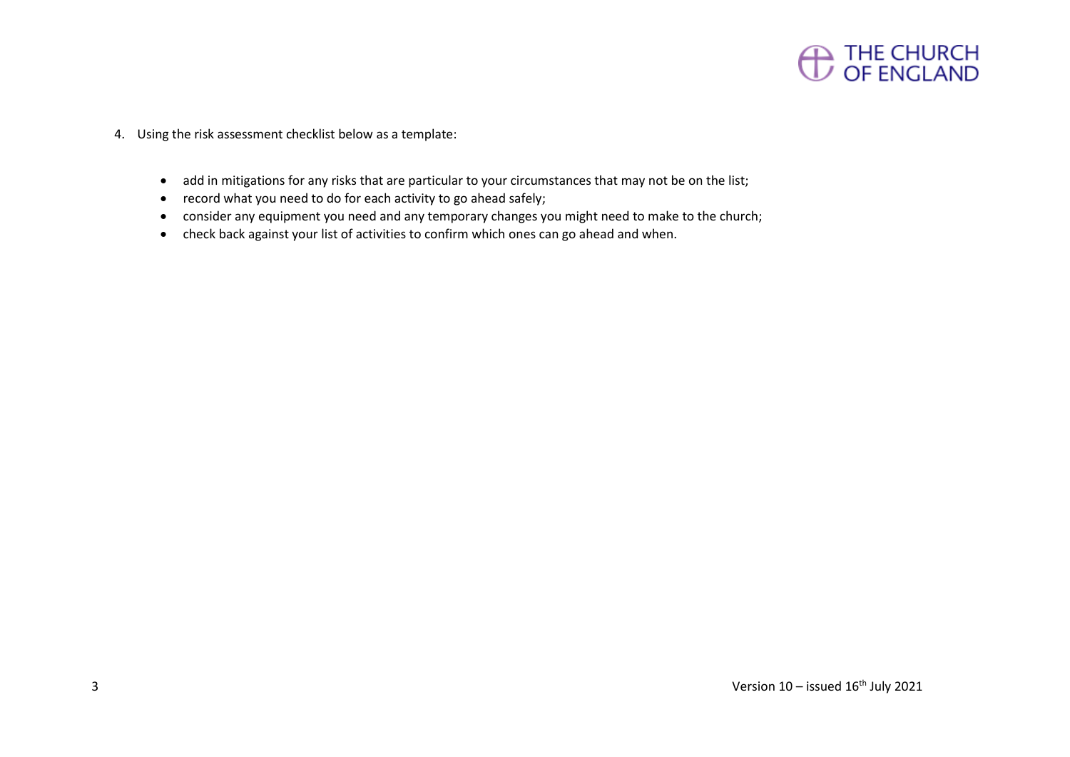4. Using the risk assessment checklist below as a template:

    - add in mitigations for any risks that are particular to your circumstances that may not be on the list;
    - record what you need to do for each activity to go ahead safely;
    - consider any equipment you need and any temporary changes you might need to make to the church;
    - check back against your list of activities to confirm which ones can go ahead and when.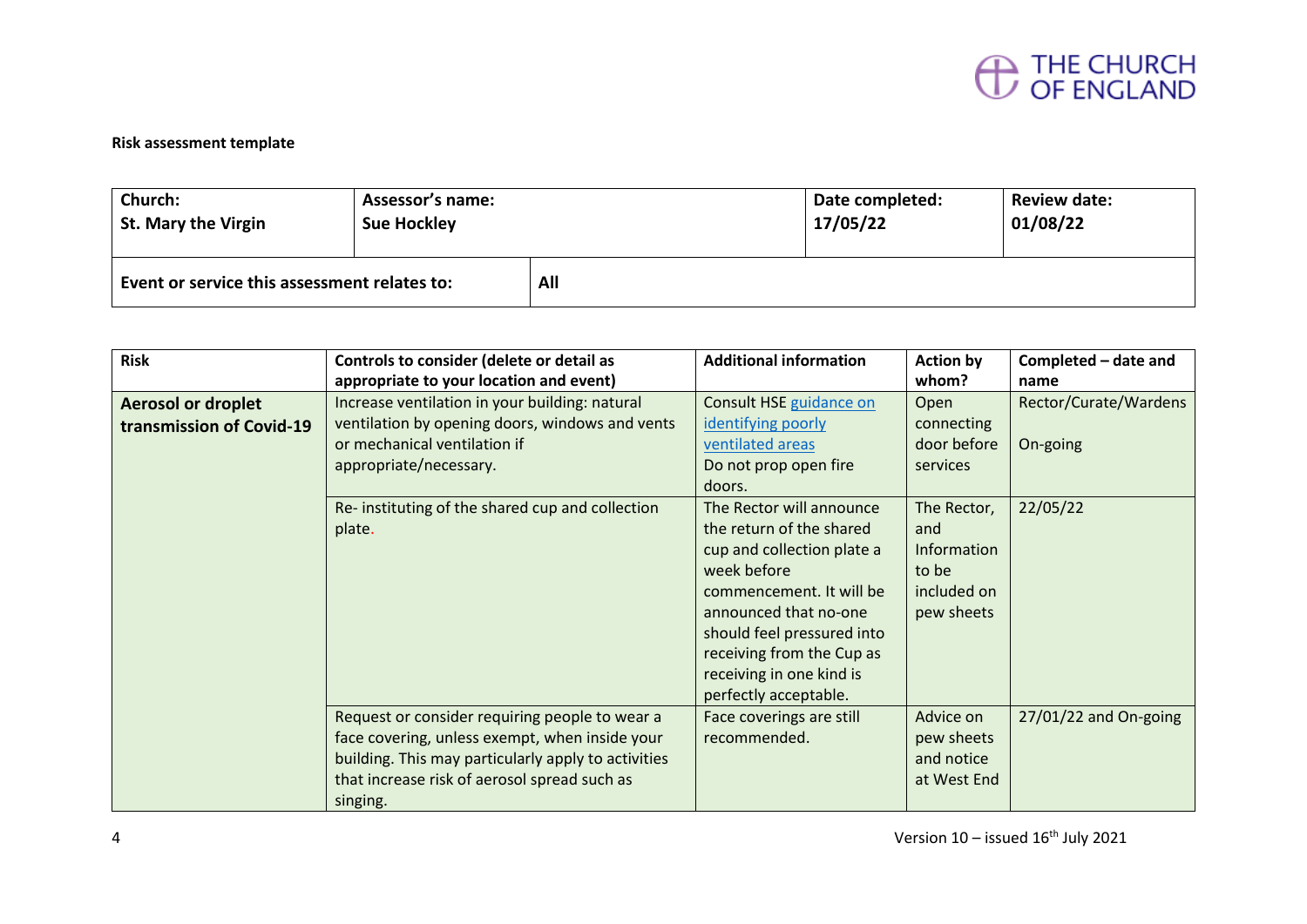**Risk assessment template**

| Church: St. Mary the Virgin | Assessor's name: Sue Hockley | Date completed: 17/05/22 | Review date: 01/08/22 |
|---|---|---|---|
| **Event or service this assessment relates to:** | **All** | | |

| Risk | Controls to consider (delete or detail as appropriate to your location and event) | Additional information | Action by whom? | Completed – date and name |
|---|---|---|---|---|
| **Aerosol or droplet transmission of Covid-19** | Increase ventilation in your building: natural ventilation by opening doors, windows and vents or mechanical ventilation if appropriate/necessary. | Consult HSE guidance on identifying poorly ventilated areas. Do not prop open fire doors. | Open connecting door before services | Rector/Curate/Wardens On-going |
| | Re- instituting of the shared cup and collection plate. | The Rector will announce the return of the shared cup and collection plate a week before commencement. It will be announced that no-one should feel pressured into receiving from the Cup as receiving in one kind is perfectly acceptable. | The Rector, and Information to be included on pew sheets | 22/05/22 |
| | Request or consider requiring people to wear a face covering, unless exempt, when inside your building. This may particularly apply to activities that increase risk of aerosol spread such as singing. | Face coverings are still recommended. | Advice on pew sheets and notice at West End | 27/01/22 and On-going |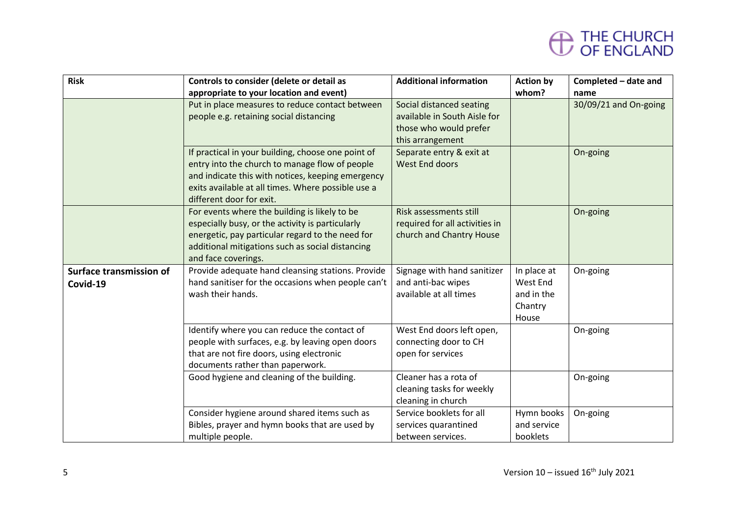| Risk | Controls to consider (delete or detail as appropriate to your location and event) | Additional information | Action by whom? | Completed – date and name |
|---|---|---|---|---|
| | Put in place measures to reduce contact between people e.g. retaining social distancing | Social distanced seating available in South Aisle for those who would prefer this arrangement | | 30/09/21 and On-going |
| | If practical in your building, choose one point of entry into the church to manage flow of people and indicate this with notices, keeping emergency exits available at all times. Where possible use a different door for exit. | Separate entry & exit at West End doors | | On-going |
| | For events where the building is likely to be especially busy, or the activity is particularly energetic, pay particular regard to the need for additional mitigations such as social distancing and face coverings. | Risk assessments still required for all activities in church and Chantry House | | On-going |
| **Surface transmission of Covid-19** | Provide adequate hand cleansing stations. Provide hand sanitiser for the occasions when people can't wash their hands. | Signage with hand sanitizer and anti-bac wipes available at all times | In place at West End and in the Chantry House | On-going |
| | Identify where you can reduce the contact of people with surfaces, e.g. by leaving open doors that are not fire doors, using electronic documents rather than paperwork. | West End doors left open, connecting door to CH open for services | | On-going |
| | Good hygiene and cleaning of the building. | Cleaner has a rota of cleaning tasks for weekly cleaning in church | | On-going |
| | Consider hygiene around shared items such as Bibles, prayer and hymn books that are used by multiple people. | Service booklets for all services quarantined between services. | Hymn books and service booklets | On-going |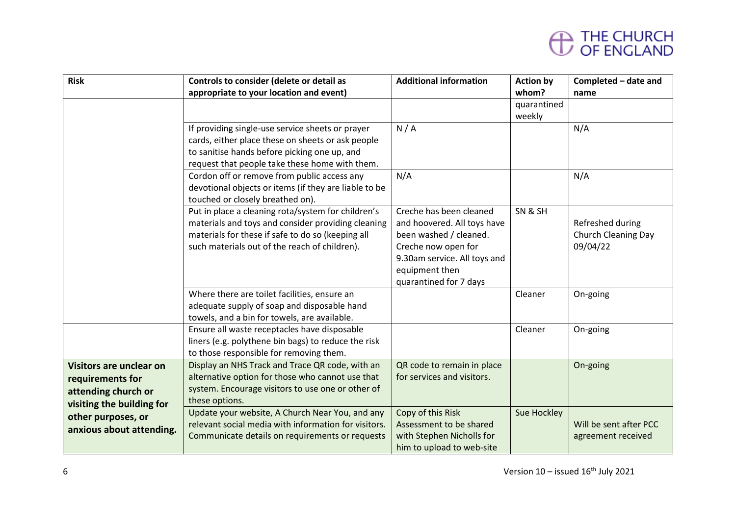| Risk | Controls to consider (delete or detail as appropriate to your location and event) | Additional information | Action by whom? | Completed – date and name |
|---|---|---|---|---|
| | | | quarantined weekly | |
| | If providing single-use service sheets or prayer cards, either place these on sheets or ask people to sanitise hands before picking one up, and request that people take these home with them. | N / A | | N/A |
| | Cordon off or remove from public access any devotional objects or items (if they are liable to be touched or closely breathed on). | N/A | | N/A |
| | Put in place a cleaning rota/system for children's materials and toys and consider providing cleaning materials for these if safe to do so (keeping all such materials out of the reach of children). | Creche has been cleaned and hoovered. All toys have been washed / cleaned. Creche now open for 9.30am service. All toys and equipment then quarantined for 7 days | SN & SH | Refreshed during Church Cleaning Day 09/04/22 |
| | Where there are toilet facilities, ensure an adequate supply of soap and disposable hand towels, and a bin for towels, are available. | | Cleaner | On-going |
| | Ensure all waste receptacles have disposable liners (e.g. polythene bin bags) to reduce the risk to those responsible for removing them. | | Cleaner | On-going |
| **Visitors are unclear on requirements for attending church or visiting the building for other purposes, or anxious about attending.** | Display an NHS Track and Trace QR code, with an alternative option for those who cannot use that system. Encourage visitors to use one or other of these options. | QR code to remain in place for services and visitors. | | On-going |
| | Update your website, A Church Near You, and any relevant social media with information for visitors. Communicate details on requirements or requests | Copy of this Risk Assessment to be shared with Stephen Nicholls for him to upload to web-site | Sue Hockley | Will be sent after PCC agreement received |

Version 10 – issued 16th July 2021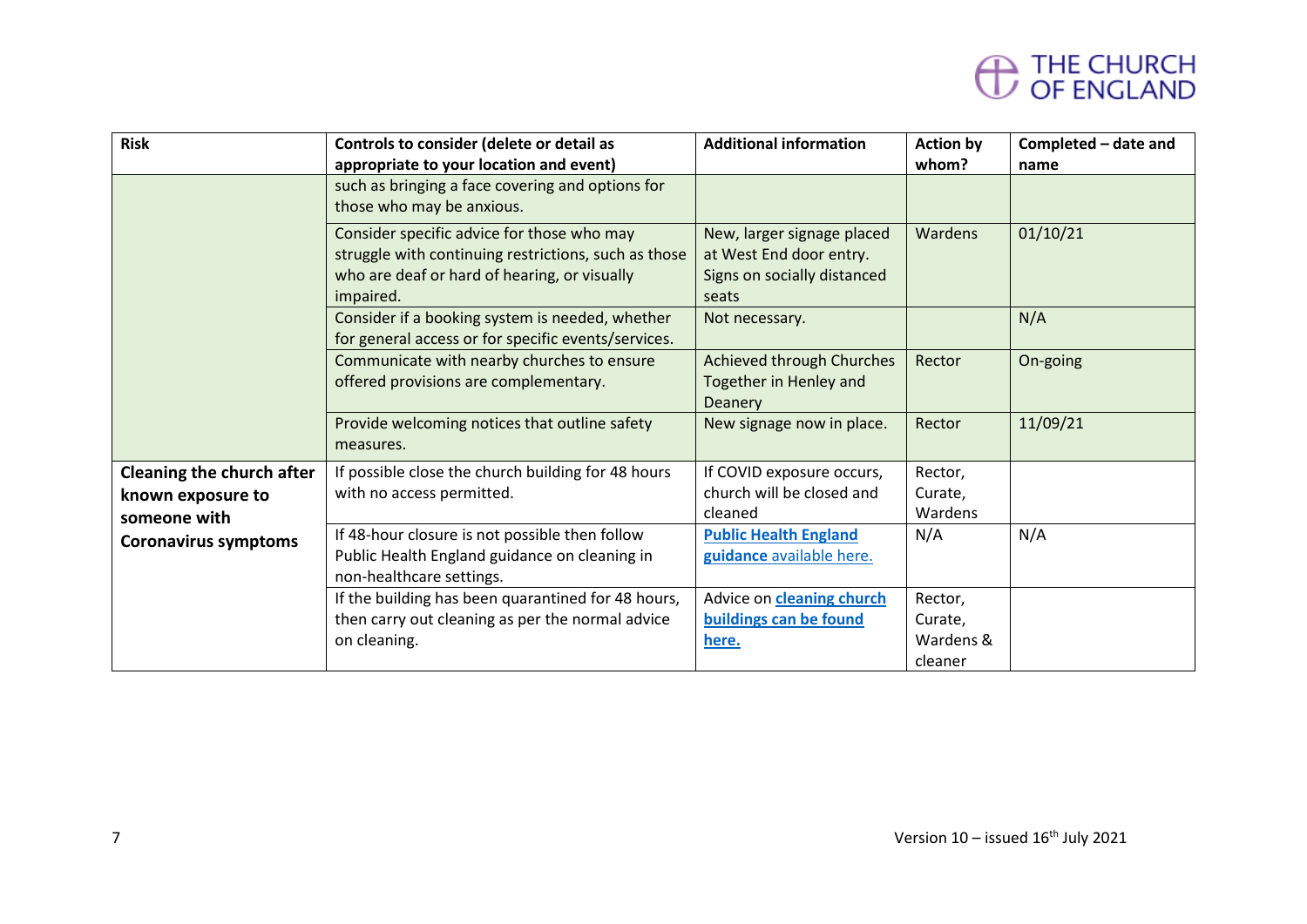| Risk | Controls to consider (delete or detail as appropriate to your location and event) | Additional information | Action by whom? | Completed – date and name |
|---|---|---|---|---|
| | such as bringing a face covering and options for those who may be anxious. | | | |
| | Consider specific advice for those who may struggle with continuing restrictions, such as those who are deaf or hard of hearing, or visually impaired. | New, larger signage placed at West End door entry. Signs on socially distanced seats | Wardens | 01/10/21 |
| | Consider if a booking system is needed, whether for general access or for specific events/services. | Not necessary. | | N/A |
| | Communicate with nearby churches to ensure offered provisions are complementary. | Achieved through Churches Together in Henley and Deanery | Rector | On-going |
| | Provide welcoming notices that outline safety measures. | New signage now in place. | Rector | 11/09/21 |
| **Cleaning the church after known exposure to someone with Coronavirus symptoms** | If possible close the church building for 48 hours with no access permitted. | If COVID exposure occurs, church will be closed and cleaned | Rector, Curate, Wardens | |
| | If 48-hour closure is not possible then follow Public Health England guidance on cleaning in non-healthcare settings. | **Public Health England guidance** available here. | N/A | N/A |
| | If the building has been quarantined for 48 hours, then carry out cleaning as per the normal advice on cleaning. | Advice on **cleaning church buildings can be found here.** | Rector, Curate, Wardens & cleaner | |